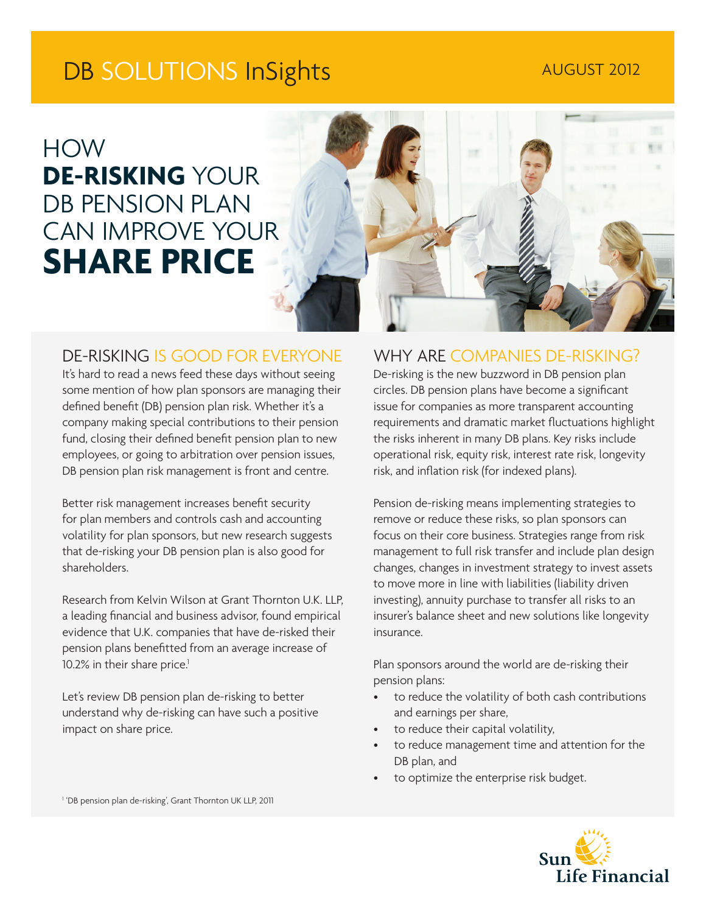# DB SOLUTIONS InSights

AUGUST 2012

# HOW **DE-RISKING** YOUR DB PENSION PLAN CAN IMPROVE YOUR **SHARE PRICE**

## DE-RISKING IS GOOD FOR EVERYONE

It's hard to read a news feed these days without seeing some mention of how plan sponsors are managing their defined benefit (DB) pension plan risk. Whether it's a company making special contributions to their pension fund, closing their defined benefit pension plan to new employees, or going to arbitration over pension issues, DB pension plan risk management is front and centre.

Better risk management increases benefit security for plan members and controls cash and accounting volatility for plan sponsors, but new research suggests that de-risking your DB pension plan is also good for shareholders.

Research from Kelvin Wilson at Grant Thornton U.K. LLP, a leading financial and business advisor, found empirical evidence that U.K. companies that have de-risked their pension plans benefitted from an average increase of 10.2% in their share price.[1]

Let's review DB pension plan de-risking to better understand why de-risking can have such a positive impact on share price.

## WHY ARE COMPANIES DE-RISKING?

De-risking is the new buzzword in DB pension plan circles. DB pension plans have become a significant issue for companies as more transparent accounting requirements and dramatic market fluctuations highlight the risks inherent in many DB plans. Key risks include operational risk, equity risk, interest rate risk, longevity risk, and inflation risk (for indexed plans).

Pension de-risking means implementing strategies to remove or reduce these risks, so plan sponsors can focus on their core business. Strategies range from risk management to full risk transfer and include plan design changes, changes in investment strategy to invest assets to move more in line with liabilities (liability driven investing), annuity purchase to transfer all risks to an insurer's balance sheet and new solutions like longevity insurance.

Plan sponsors around the world are de-risking their pension plans:

- to reduce the volatility of both cash contributions and earnings per share,
- to reduce their capital volatility,
- to reduce management time and attention for the DB plan, and
- to optimize the enterprise risk budget.

[1] 'DB pension plan de-risking', Grant Thornton UK LLP, 2011

Sun Life Financial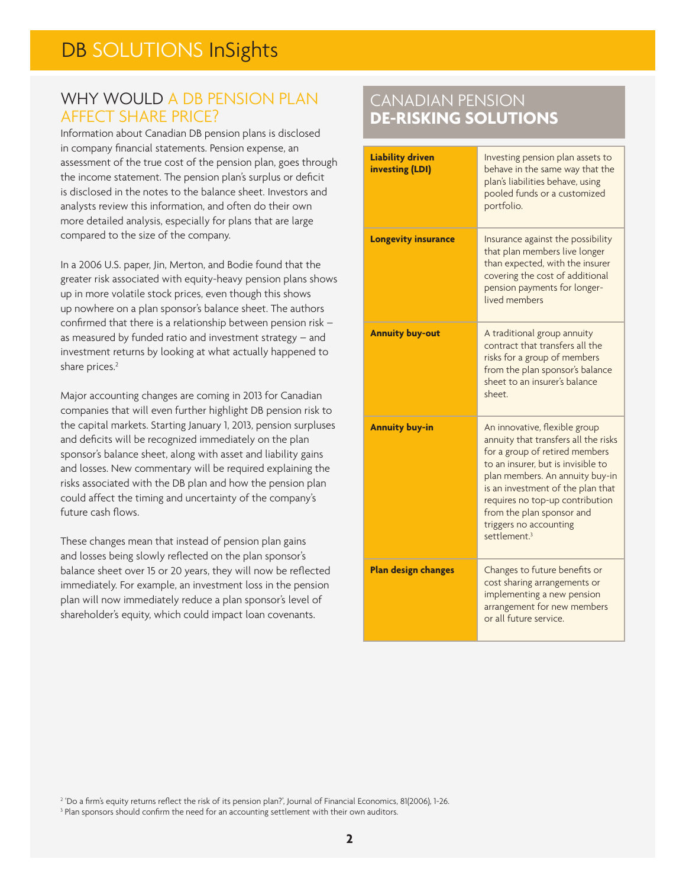## WHY WOULD A DB PENSION PLAN AFFECT SHARE PRICE?

Information about Canadian DB pension plans is disclosed in company financial statements. Pension expense, an assessment of the true cost of the pension plan, goes through the income statement. The pension plan's surplus or deficit is disclosed in the notes to the balance sheet. Investors and analysts review this information, and often do their own more detailed analysis, especially for plans that are large compared to the size of the company.

In a 2006 U.S. paper, Jin, Merton, and Bodie found that the greater risk associated with equity-heavy pension plans shows up in more volatile stock prices, even though this shows up nowhere on a plan sponsor's balance sheet. The authors confirmed that there is a relationship between pension risk – as measured by funded ratio and investment strategy – and investment returns by looking at what actually happened to share prices.[2]

Major accounting changes are coming in 2013 for Canadian companies that will even further highlight DB pension risk to the capital markets. Starting January 1, 2013, pension surpluses and deficits will be recognized immediately on the plan sponsor's balance sheet, along with asset and liability gains and losses. New commentary will be required explaining the risks associated with the DB plan and how the pension plan could affect the timing and uncertainty of the company's future cash flows.

These changes mean that instead of pension plan gains and losses being slowly reflected on the plan sponsor's balance sheet over 15 or 20 years, they will now be reflected immediately. For example, an investment loss in the pension plan will now immediately reduce a plan sponsor's level of shareholder's equity, which could impact loan covenants.

## CANADIAN PENSION **DE-RISKING SOLUTIONS**

| | |
|---|---|
| **Liability driven investing (LDI)** | Investing pension plan assets to behave in the same way that the plan's liabilities behave, using pooled funds or a customized portfolio. |
| **Longevity insurance** | Insurance against the possibility that plan members live longer than expected, with the insurer covering the cost of additional pension payments for longer-lived members |
| **Annuity buy-out** | A traditional group annuity contract that transfers all the risks for a group of members from the plan sponsor's balance sheet to an insurer's balance sheet. |
| **Annuity buy-in** | An innovative, flexible group annuity that transfers all the risks for a group of retired members to an insurer, but is invisible to plan members. An annuity buy-in is an investment of the plan that requires no top-up contribution from the plan sponsor and triggers no accounting settlement.[3] |
| **Plan design changes** | Changes to future benefits or cost sharing arrangements or implementing a new pension arrangement for new members or all future service. |

[2] 'Do a firm's equity returns reflect the risk of its pension plan?', Journal of Financial Economics, 81(2006), 1-26.

[3] Plan sponsors should confirm the need for an accounting settlement with their own auditors.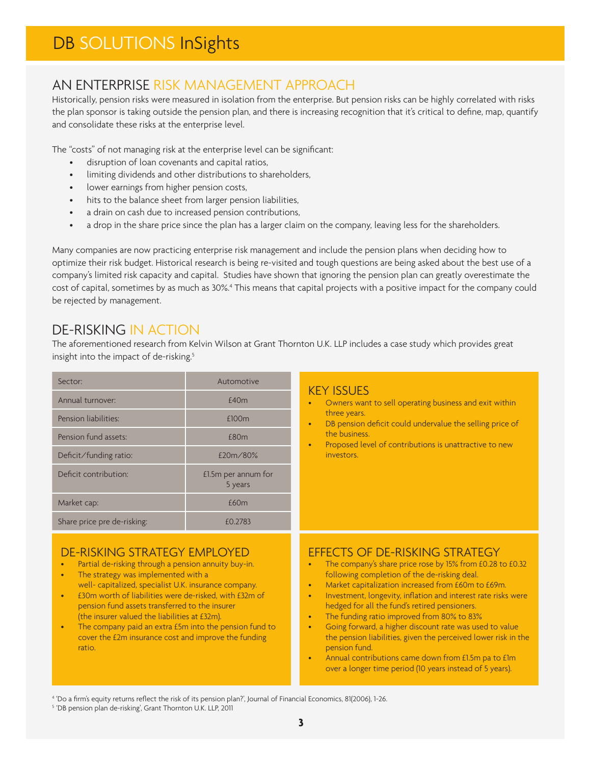# DB SOLUTIONS InSights

## AN ENTERPRISE RISK MANAGEMENT APPROACH

Historically, pension risks were measured in isolation from the enterprise. But pension risks can be highly correlated with risks the plan sponsor is taking outside the pension plan, and there is increasing recognition that it's critical to define, map, quantify and consolidate these risks at the enterprise level.

The "costs" of not managing risk at the enterprise level can be significant:

- disruption of loan covenants and capital ratios,
- limiting dividends and other distributions to shareholders,
- lower earnings from higher pension costs,
- hits to the balance sheet from larger pension liabilities,
- a drain on cash due to increased pension contributions,
- a drop in the share price since the plan has a larger claim on the company, leaving less for the shareholders.

Many companies are now practicing enterprise risk management and include the pension plans when deciding how to optimize their risk budget. Historical research is being re-visited and tough questions are being asked about the best use of a company's limited risk capacity and capital. Studies have shown that ignoring the pension plan can greatly overestimate the cost of capital, sometimes by as much as 30%.[4] This means that capital projects with a positive impact for the company could be rejected by management.

## DE-RISKING IN ACTION

The aforementioned research from Kelvin Wilson at Grant Thornton U.K. LLP includes a case study which provides great insight into the impact of de-risking.[5]

| Sector: | Automotive |
|---|---|
| Annual turnover: | £40m |
| Pension liabilities: | £100m |
| Pension fund assets: | £80m |
| Deficit/funding ratio: | £20m/80% |
| Deficit contribution: | £1.5m per annum for 5 years |
| Market cap: | £60m |
| Share price pre de-risking: | £0.2783 |

### KEY ISSUES

- Owners want to sell operating business and exit within three years.
- DB pension deficit could undervalue the selling price of the business.
- Proposed level of contributions is unattractive to new investors.

### DE-RISKING STRATEGY EMPLOYED

- Partial de-risking through a pension annuity buy-in.
- The strategy was implemented with a well- capitalized, specialist U.K. insurance company.
- £30m worth of liabilities were de-risked, with £32m of pension fund assets transferred to the insurer (the insurer valued the liabilities at £32m).
- The company paid an extra £5m into the pension fund to cover the £2m insurance cost and improve the funding ratio.

### EFFECTS OF DE-RISKING STRATEGY

- The company's share price rose by 15% from £0.28 to £0.32 following completion of the de-risking deal.
- Market capitalization increased from £60m to £69m.
- Investment, longevity, inflation and interest rate risks were hedged for all the fund's retired pensioners.
- The funding ratio improved from 80% to 83%
- Going forward, a higher discount rate was used to value the pension liabilities, given the perceived lower risk in the pension fund.
- Annual contributions came down from £1.5m pa to £1m over a longer time period (10 years instead of 5 years).

---

[4] 'Do a firm's equity returns reflect the risk of its pension plan?', Journal of Financial Economics, 81(2006), 1-26.

[5] 'DB pension plan de-risking', Grant Thornton U.K. LLP, 2011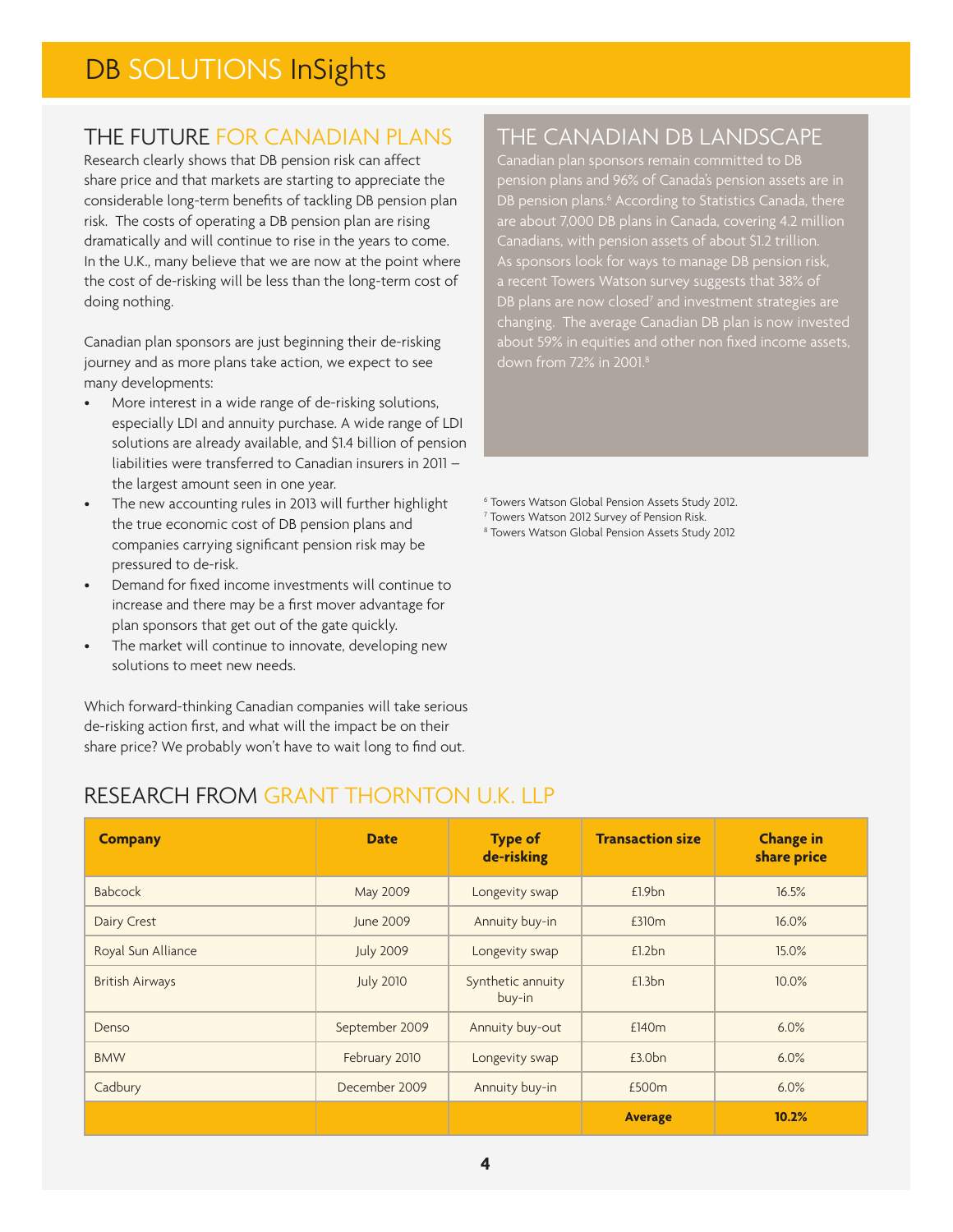# DB SOLUTIONS InSights

## THE FUTURE FOR CANADIAN PLANS

Research clearly shows that DB pension risk can affect share price and that markets are starting to appreciate the considerable long-term benefits of tackling DB pension plan risk. The costs of operating a DB pension plan are rising dramatically and will continue to rise in the years to come. In the U.K., many believe that we are now at the point where the cost of de-risking will be less than the long-term cost of doing nothing.

Canadian plan sponsors are just beginning their de-risking journey and as more plans take action, we expect to see many developments:

- More interest in a wide range of de-risking solutions, especially LDI and annuity purchase. A wide range of LDI solutions are already available, and $1.4 billion of pension liabilities were transferred to Canadian insurers in 2011 – the largest amount seen in one year.
- The new accounting rules in 2013 will further highlight the true economic cost of DB pension plans and companies carrying significant pension risk may be pressured to de-risk.
- Demand for fixed income investments will continue to increase and there may be a first mover advantage for plan sponsors that get out of the gate quickly.
- The market will continue to innovate, developing new solutions to meet new needs.

Which forward-thinking Canadian companies will take serious de-risking action first, and what will the impact be on their share price? We probably won't have to wait long to find out.

## THE CANADIAN DB LANDSCAPE

Canadian plan sponsors remain committed to DB pension plans and 96% of Canada's pension assets are in DB pension plans.[6] According to Statistics Canada, there are about 7,000 DB plans in Canada, covering 4.2 million Canadians, with pension assets of about $1.2 trillion. As sponsors look for ways to manage DB pension risk, a recent Towers Watson survey suggests that 38% of DB plans are now closed[7] and investment strategies are changing. The average Canadian DB plan is now invested about 59% in equities and other non fixed income assets, down from 72% in 2001.[8]

[6] Towers Watson Global Pension Assets Study 2012.
[7] Towers Watson 2012 Survey of Pension Risk.
[8] Towers Watson Global Pension Assets Study 2012

## RESEARCH FROM GRANT THORNTON U.K. LLP

| Company | Date | Type of de-risking | Transaction size | Change in share price |
|---|---|---|---|---|
| Babcock | May 2009 | Longevity swap | £1.9bn | 16.5% |
| Dairy Crest | June 2009 | Annuity buy-in | £310m | 16.0% |
| Royal Sun Alliance | July 2009 | Longevity swap | £1.2bn | 15.0% |
| British Airways | July 2010 | Synthetic annuity buy-in | £1.3bn | 10.0% |
| Denso | September 2009 | Annuity buy-out | £140m | 6.0% |
| BMW | February 2010 | Longevity swap | £3.0bn | 6.0% |
| Cadbury | December 2009 | Annuity buy-in | £500m | 6.0% |
| | | | **Average** | **10.2%** |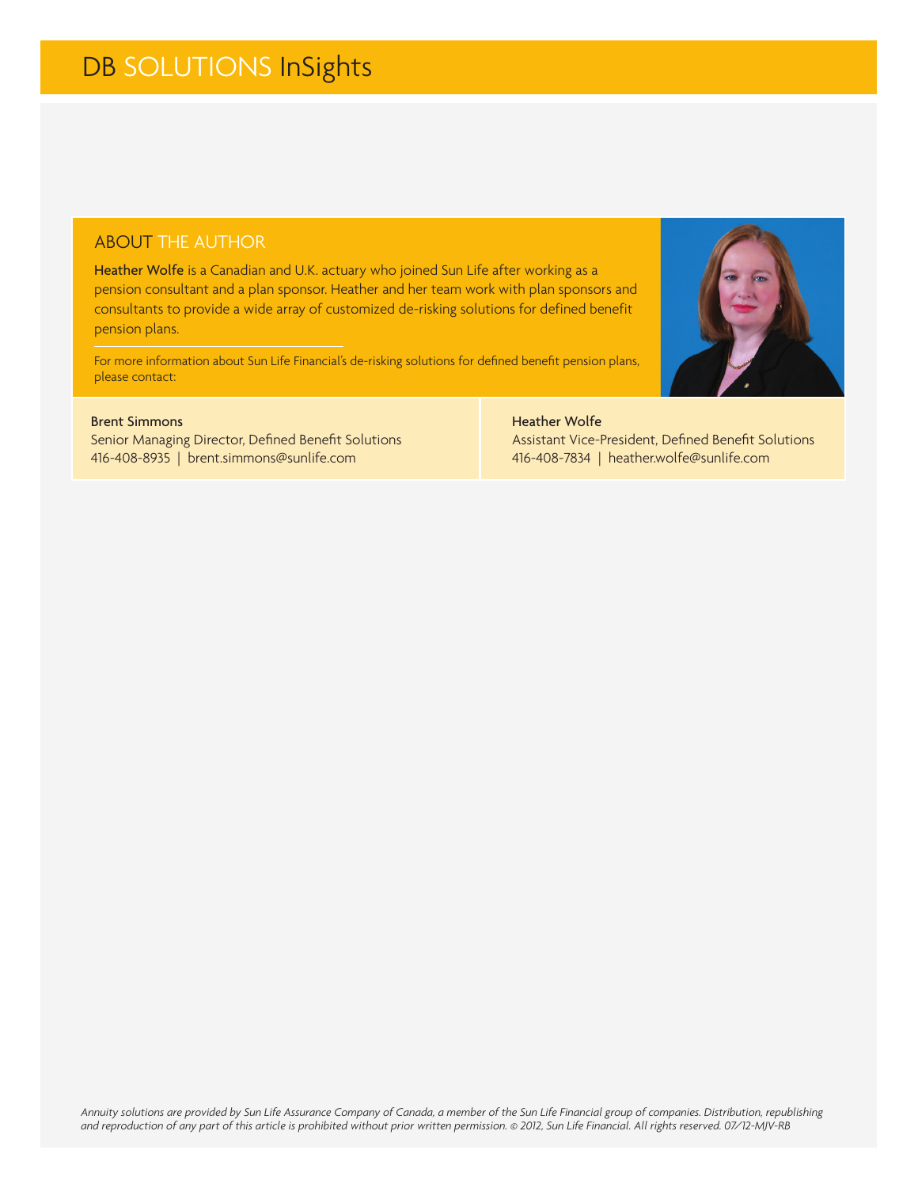## ABOUT THE AUTHOR

**Heather Wolfe** is a Canadian and U.K. actuary who joined Sun Life after working as a pension consultant and a plan sponsor. Heather and her team work with plan sponsors and consultants to provide a wide array of customized de-risking solutions for defined benefit pension plans.

For more information about Sun Life Financial's de-risking solutions for defined benefit pension plans, please contact:

**Brent Simmons**
Senior Managing Director, Defined Benefit Solutions
416-408-8935 | brent.simmons@sunlife.com

**Heather Wolfe**
Assistant Vice-President, Defined Benefit Solutions
416-408-7834 | heather.wolfe@sunlife.com

*Annuity solutions are provided by Sun Life Assurance Company of Canada, a member of the Sun Life Financial group of companies. Distribution, republishing and reproduction of any part of this article is prohibited without prior written permission. © 2012, Sun Life Financial. All rights reserved. 07/12-MJV-RB*